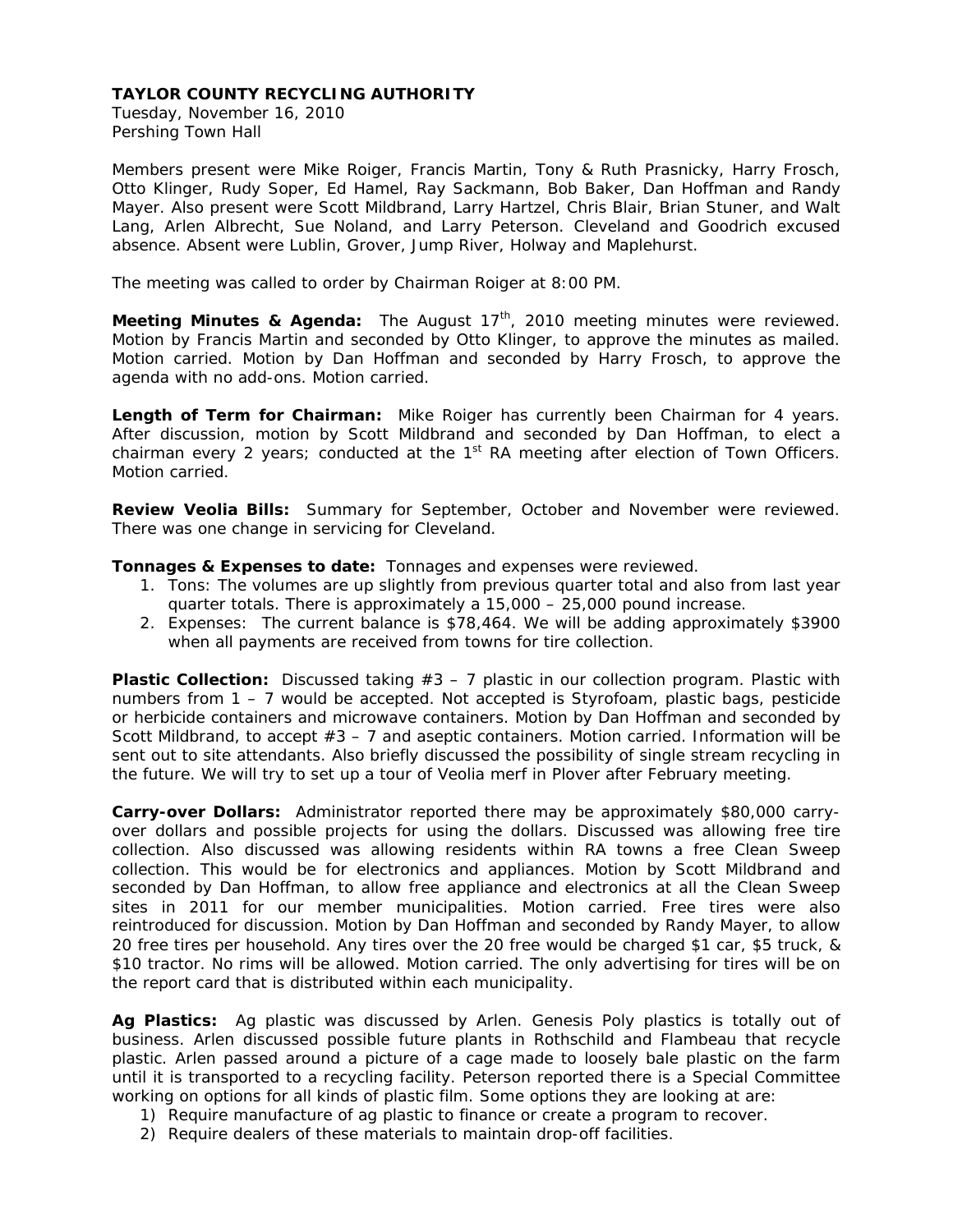**TAYLOR COUNTY RECYCLING AUTHORITY**
Tuesday, November 16, 2010
Pershing Town Hall

Members present were Mike Roiger, Francis Martin, Tony & Ruth Prasnicky, Harry Frosch, Otto Klinger, Rudy Soper, Ed Hamel, Ray Sackmann, Bob Baker, Dan Hoffman and Randy Mayer. Also present were Scott Mildbrand, Larry Hartzel, Chris Blair, Brian Stuner, and Walt Lang, Arlen Albrecht, Sue Noland, and Larry Peterson. Cleveland and Goodrich excused absence. Absent were Lublin, Grover, Jump River, Holway and Maplehurst.

The meeting was called to order by Chairman Roiger at 8:00 PM.

**Meeting Minutes & Agenda:** The August 17th, 2010 meeting minutes were reviewed. Motion by Francis Martin and seconded by Otto Klinger, to approve the minutes as mailed. Motion carried. Motion by Dan Hoffman and seconded by Harry Frosch, to approve the agenda with no add-ons. Motion carried.

**Length of Term for Chairman:** Mike Roiger has currently been Chairman for 4 years. After discussion, motion by Scott Mildbrand and seconded by Dan Hoffman, to elect a chairman every 2 years; conducted at the 1st RA meeting after election of Town Officers. Motion carried.

**Review Veolia Bills:** Summary for September, October and November were reviewed. There was one change in servicing for Cleveland.

**Tonnages & Expenses to date:** Tonnages and expenses were reviewed.

1. Tons: The volumes are up slightly from previous quarter total and also from last year quarter totals. There is approximately a 15,000 – 25,000 pound increase.
2. Expenses: The current balance is $78,464. We will be adding approximately $3900 when all payments are received from towns for tire collection.

**Plastic Collection:** Discussed taking #3 – 7 plastic in our collection program. Plastic with numbers from 1 – 7 would be accepted. Not accepted is Styrofoam, plastic bags, pesticide or herbicide containers and microwave containers. Motion by Dan Hoffman and seconded by Scott Mildbrand, to accept #3 – 7 and aseptic containers. Motion carried. Information will be sent out to site attendants. Also briefly discussed the possibility of single stream recycling in the future. We will try to set up a tour of Veolia merf in Plover after February meeting.

**Carry-over Dollars:** Administrator reported there may be approximately $80,000 carry-over dollars and possible projects for using the dollars. Discussed was allowing free tire collection. Also discussed was allowing residents within RA towns a free Clean Sweep collection. This would be for electronics and appliances. Motion by Scott Mildbrand and seconded by Dan Hoffman, to allow free appliance and electronics at all the Clean Sweep sites in 2011 for our member municipalities. Motion carried. Free tires were also reintroduced for discussion. Motion by Dan Hoffman and seconded by Randy Mayer, to allow 20 free tires per household. Any tires over the 20 free would be charged $1 car, $5 truck, & $10 tractor. No rims will be allowed. Motion carried. The only advertising for tires will be on the report card that is distributed within each municipality.

**Ag Plastics:** Ag plastic was discussed by Arlen. Genesis Poly plastics is totally out of business. Arlen discussed possible future plants in Rothschild and Flambeau that recycle plastic. Arlen passed around a picture of a cage made to loosely bale plastic on the farm until it is transported to a recycling facility. Peterson reported there is a Special Committee working on options for all kinds of plastic film. Some options they are looking at are:

1) Require manufacture of ag plastic to finance or create a program to recover.
2) Require dealers of these materials to maintain drop-off facilities.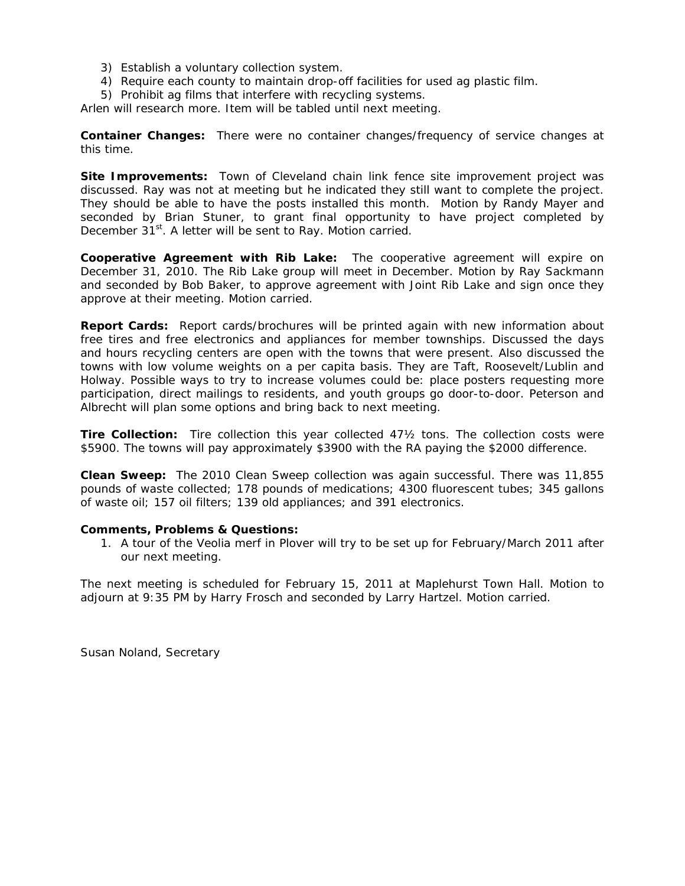3) Establish a voluntary collection system.
4) Require each county to maintain drop-off facilities for used ag plastic film.
5) Prohibit ag films that interfere with recycling systems.

Arlen will research more. Item will be tabled until next meeting.

**Container Changes:** There were no container changes/frequency of service changes at this time.

**Site Improvements:** Town of Cleveland chain link fence site improvement project was discussed. Ray was not at meeting but he indicated they still want to complete the project. They should be able to have the posts installed this month. Motion by Randy Mayer and seconded by Brian Stuner, to grant final opportunity to have project completed by December 31st. A letter will be sent to Ray. Motion carried.

**Cooperative Agreement with Rib Lake:** The cooperative agreement will expire on December 31, 2010. The Rib Lake group will meet in December. Motion by Ray Sackmann and seconded by Bob Baker, to approve agreement with Joint Rib Lake and sign once they approve at their meeting. Motion carried.

**Report Cards:** Report cards/brochures will be printed again with new information about free tires and free electronics and appliances for member townships. Discussed the days and hours recycling centers are open with the towns that were present. Also discussed the towns with low volume weights on a per capita basis. They are Taft, Roosevelt/Lublin and Holway. Possible ways to try to increase volumes could be: place posters requesting more participation, direct mailings to residents, and youth groups go door-to-door. Peterson and Albrecht will plan some options and bring back to next meeting.

**Tire Collection:** Tire collection this year collected 47½ tons. The collection costs were $5900. The towns will pay approximately $3900 with the RA paying the $2000 difference.

**Clean Sweep:** The 2010 Clean Sweep collection was again successful. There was 11,855 pounds of waste collected; 178 pounds of medications; 4300 fluorescent tubes; 345 gallons of waste oil; 157 oil filters; 139 old appliances; and 391 electronics.

**Comments, Problems & Questions:**

1. A tour of the Veolia merf in Plover will try to be set up for February/March 2011 after our next meeting.

The next meeting is scheduled for February 15, 2011 at Maplehurst Town Hall. Motion to adjourn at 9:35 PM by Harry Frosch and seconded by Larry Hartzel. Motion carried.

Susan Noland, Secretary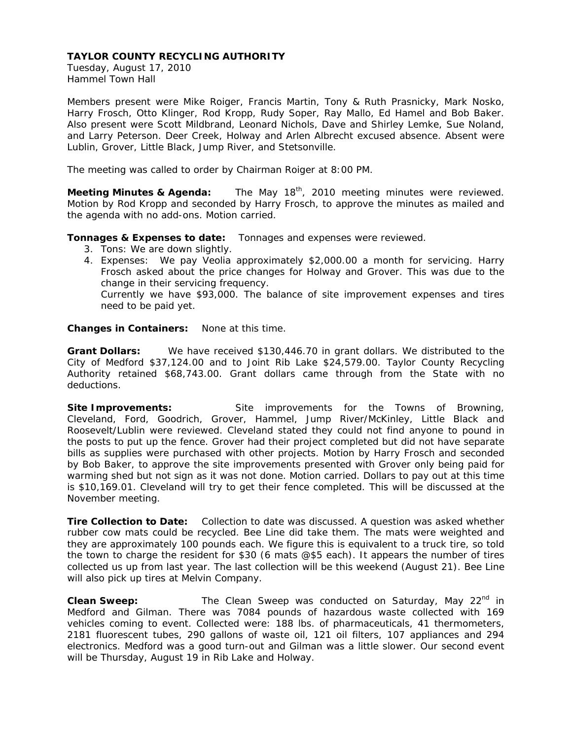**TAYLOR COUNTY RECYCLING AUTHORITY**
Tuesday, August 17, 2010
Hammel Town Hall

Members present were Mike Roiger, Francis Martin, Tony & Ruth Prasnicky, Mark Nosko, Harry Frosch, Otto Klinger, Rod Kropp, Rudy Soper, Ray Mallo, Ed Hamel and Bob Baker. Also present were Scott Mildbrand, Leonard Nichols, Dave and Shirley Lemke, Sue Noland, and Larry Peterson. Deer Creek, Holway and Arlen Albrecht excused absence. Absent were Lublin, Grover, Little Black, Jump River, and Stetsonville.

The meeting was called to order by Chairman Roiger at 8:00 PM.

**Meeting Minutes & Agenda:** The May 18th, 2010 meeting minutes were reviewed. Motion by Rod Kropp and seconded by Harry Frosch, to approve the minutes as mailed and the agenda with no add-ons. Motion carried.

**Tonnages & Expenses to date:** Tonnages and expenses were reviewed.

3. Tons: We are down slightly.
4. Expenses: We pay Veolia approximately $2,000.00 a month for servicing. Harry Frosch asked about the price changes for Holway and Grover. This was due to the change in their servicing frequency.
   Currently we have $93,000. The balance of site improvement expenses and tires need to be paid yet.

**Changes in Containers:** None at this time.

**Grant Dollars:** We have received $130,446.70 in grant dollars. We distributed to the City of Medford $37,124.00 and to Joint Rib Lake $24,579.00. Taylor County Recycling Authority retained $68,743.00. Grant dollars came through from the State with no deductions.

**Site Improvements:** Site improvements for the Towns of Browning, Cleveland, Ford, Goodrich, Grover, Hammel, Jump River/McKinley, Little Black and Roosevelt/Lublin were reviewed. Cleveland stated they could not find anyone to pound in the posts to put up the fence. Grover had their project completed but did not have separate bills as supplies were purchased with other projects. Motion by Harry Frosch and seconded by Bob Baker, to approve the site improvements presented with Grover only being paid for warming shed but not sign as it was not done. Motion carried. Dollars to pay out at this time is $10,169.01. Cleveland will try to get their fence completed. This will be discussed at the November meeting.

**Tire Collection to Date:** Collection to date was discussed. A question was asked whether rubber cow mats could be recycled. Bee Line did take them. The mats were weighted and they are approximately 100 pounds each. We figure this is equivalent to a truck tire, so told the town to charge the resident for $30 (6 mats @$5 each). It appears the number of tires collected us up from last year. The last collection will be this weekend (August 21). Bee Line will also pick up tires at Melvin Company.

**Clean Sweep:** The Clean Sweep was conducted on Saturday, May 22nd in Medford and Gilman. There was 7084 pounds of hazardous waste collected with 169 vehicles coming to event. Collected were: 188 lbs. of pharmaceuticals, 41 thermometers, 2181 fluorescent tubes, 290 gallons of waste oil, 121 oil filters, 107 appliances and 294 electronics. Medford was a good turn-out and Gilman was a little slower. Our second event will be Thursday, August 19 in Rib Lake and Holway.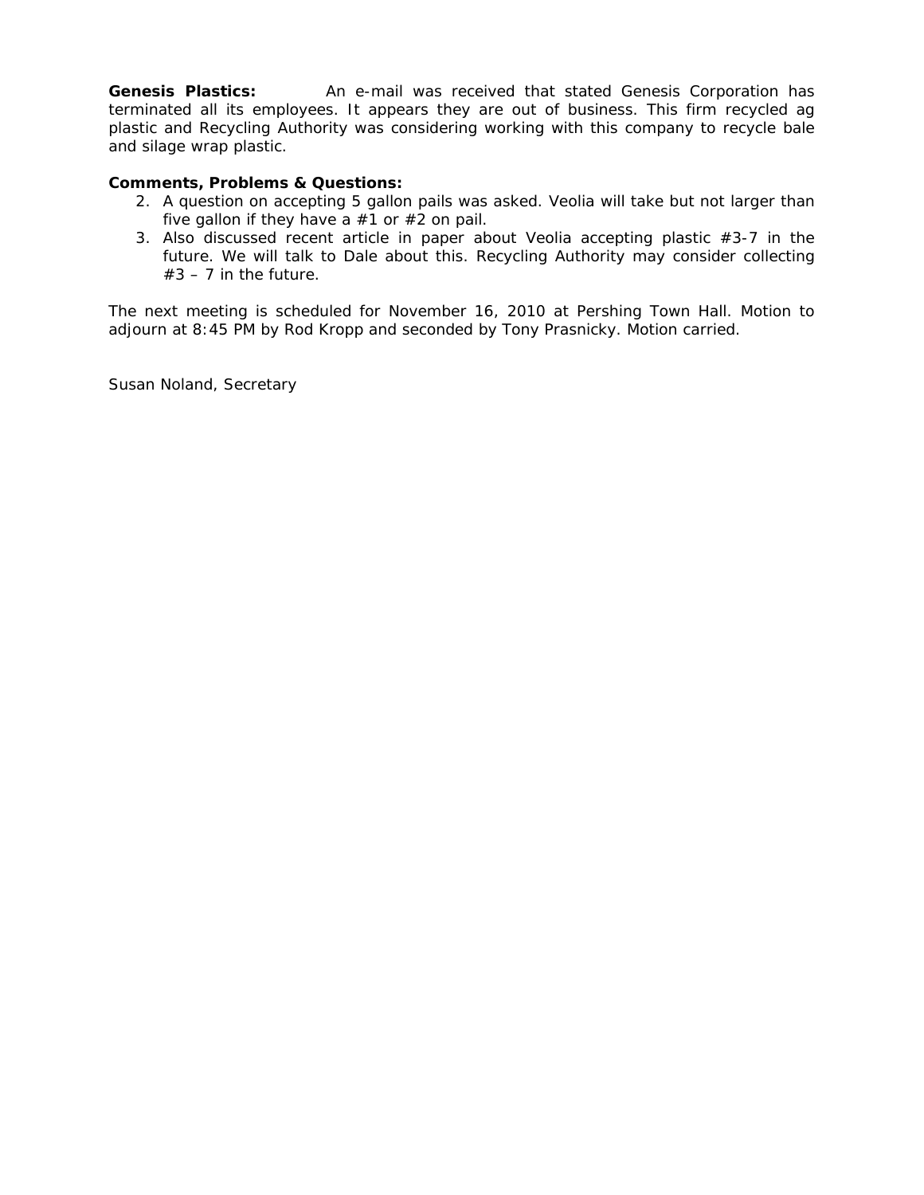**Genesis Plastics:** An e-mail was received that stated Genesis Corporation has terminated all its employees. It appears they are out of business. This firm recycled ag plastic and Recycling Authority was considering working with this company to recycle bale and silage wrap plastic.

**Comments, Problems & Questions:**

2. A question on accepting 5 gallon pails was asked. Veolia will take but not larger than five gallon if they have a #1 or #2 on pail.
3. Also discussed recent article in paper about Veolia accepting plastic #3-7 in the future. We will talk to Dale about this. Recycling Authority may consider collecting #3 – 7 in the future.

The next meeting is scheduled for November 16, 2010 at Pershing Town Hall. Motion to adjourn at 8:45 PM by Rod Kropp and seconded by Tony Prasnicky. Motion carried.

Susan Noland, Secretary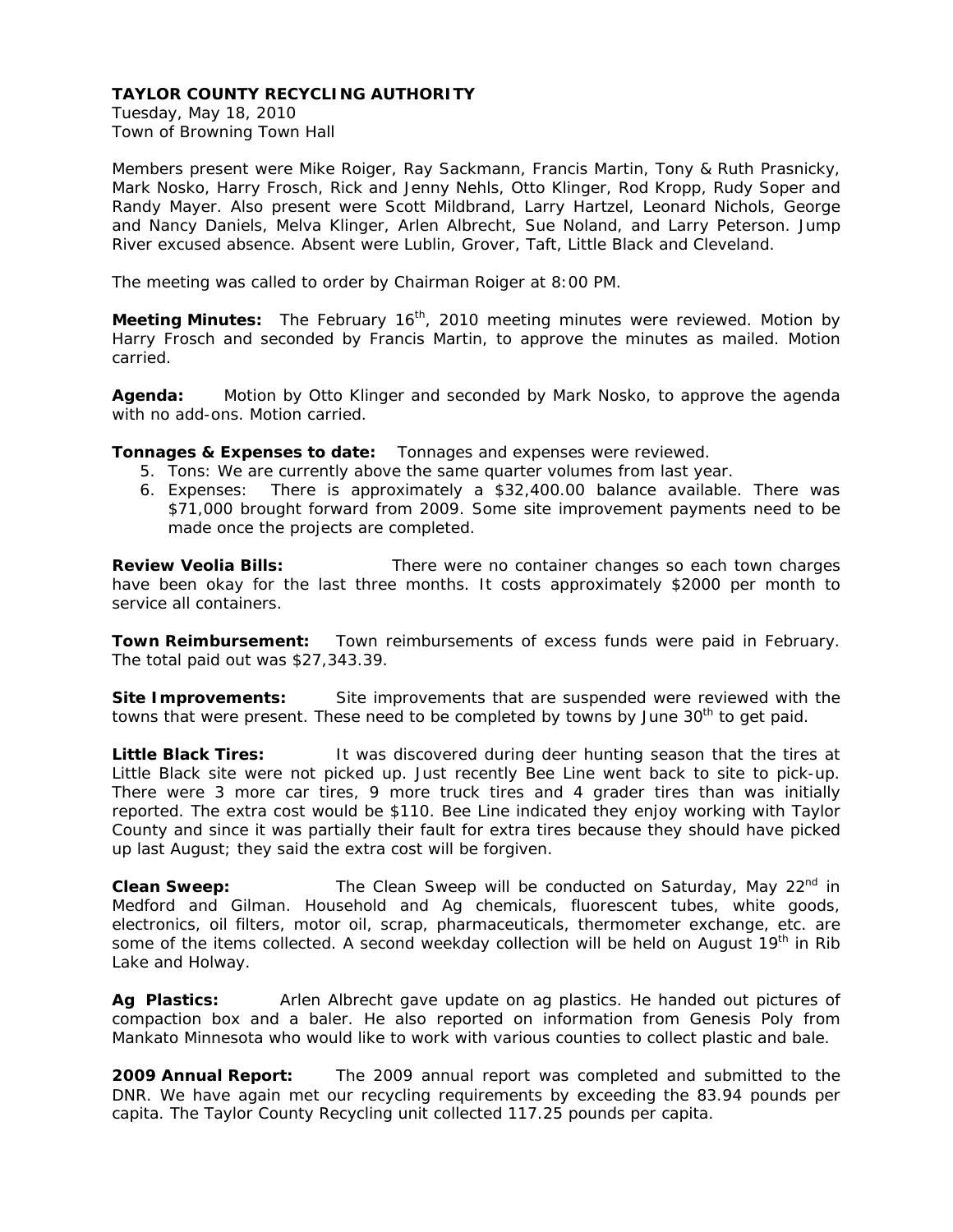**TAYLOR COUNTY RECYCLING AUTHORITY**
Tuesday, May 18, 2010
Town of Browning Town Hall

Members present were Mike Roiger, Ray Sackmann, Francis Martin, Tony & Ruth Prasnicky, Mark Nosko, Harry Frosch, Rick and Jenny Nehls, Otto Klinger, Rod Kropp, Rudy Soper and Randy Mayer. Also present were Scott Mildbrand, Larry Hartzel, Leonard Nichols, George and Nancy Daniels, Melva Klinger, Arlen Albrecht, Sue Noland, and Larry Peterson. Jump River excused absence. Absent were Lublin, Grover, Taft, Little Black and Cleveland.

The meeting was called to order by Chairman Roiger at 8:00 PM.

**Meeting Minutes:** The February 16th, 2010 meeting minutes were reviewed. Motion by Harry Frosch and seconded by Francis Martin, to approve the minutes as mailed. Motion carried.

**Agenda:** Motion by Otto Klinger and seconded by Mark Nosko, to approve the agenda with no add-ons. Motion carried.

**Tonnages & Expenses to date:** Tonnages and expenses were reviewed.

5. Tons: We are currently above the same quarter volumes from last year.
6. Expenses: There is approximately a $32,400.00 balance available. There was $71,000 brought forward from 2009. Some site improvement payments need to be made once the projects are completed.

**Review Veolia Bills:** There were no container changes so each town charges have been okay for the last three months. It costs approximately $2000 per month to service all containers.

**Town Reimbursement:** Town reimbursements of excess funds were paid in February. The total paid out was $27,343.39.

**Site Improvements:** Site improvements that are suspended were reviewed with the towns that were present. These need to be completed by towns by June 30th to get paid.

**Little Black Tires:** It was discovered during deer hunting season that the tires at Little Black site were not picked up. Just recently Bee Line went back to site to pick-up. There were 3 more car tires, 9 more truck tires and 4 grader tires than was initially reported. The extra cost would be $110. Bee Line indicated they enjoy working with Taylor County and since it was partially their fault for extra tires because they should have picked up last August; they said the extra cost will be forgiven.

**Clean Sweep:** The Clean Sweep will be conducted on Saturday, May 22nd in Medford and Gilman. Household and Ag chemicals, fluorescent tubes, white goods, electronics, oil filters, motor oil, scrap, pharmaceuticals, thermometer exchange, etc. are some of the items collected. A second weekday collection will be held on August 19th in Rib Lake and Holway.

**Ag Plastics:** Arlen Albrecht gave update on ag plastics. He handed out pictures of compaction box and a baler. He also reported on information from Genesis Poly from Mankato Minnesota who would like to work with various counties to collect plastic and bale.

**2009 Annual Report:** The 2009 annual report was completed and submitted to the DNR. We have again met our recycling requirements by exceeding the 83.94 pounds per capita. The Taylor County Recycling unit collected 117.25 pounds per capita.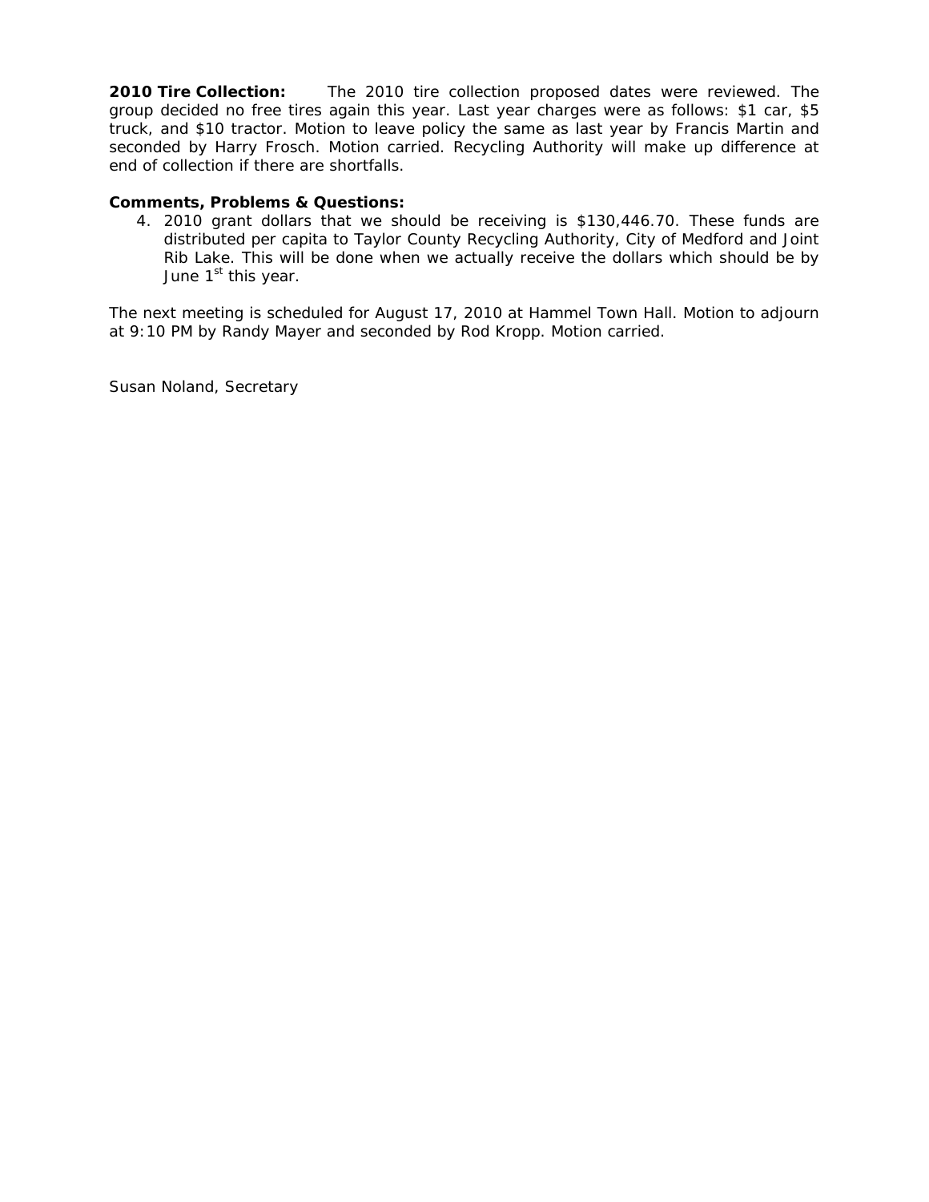**2010 Tire Collection:** The 2010 tire collection proposed dates were reviewed. The group decided no free tires again this year. Last year charges were as follows: $1 car, $5 truck, and $10 tractor. Motion to leave policy the same as last year by Francis Martin and seconded by Harry Frosch. Motion carried. Recycling Authority will make up difference at end of collection if there are shortfalls.

**Comments, Problems & Questions:**

4. 2010 grant dollars that we should be receiving is $130,446.70. These funds are distributed per capita to Taylor County Recycling Authority, City of Medford and Joint Rib Lake. This will be done when we actually receive the dollars which should be by June 1st this year.

The next meeting is scheduled for August 17, 2010 at Hammel Town Hall. Motion to adjourn at 9:10 PM by Randy Mayer and seconded by Rod Kropp. Motion carried.

Susan Noland, Secretary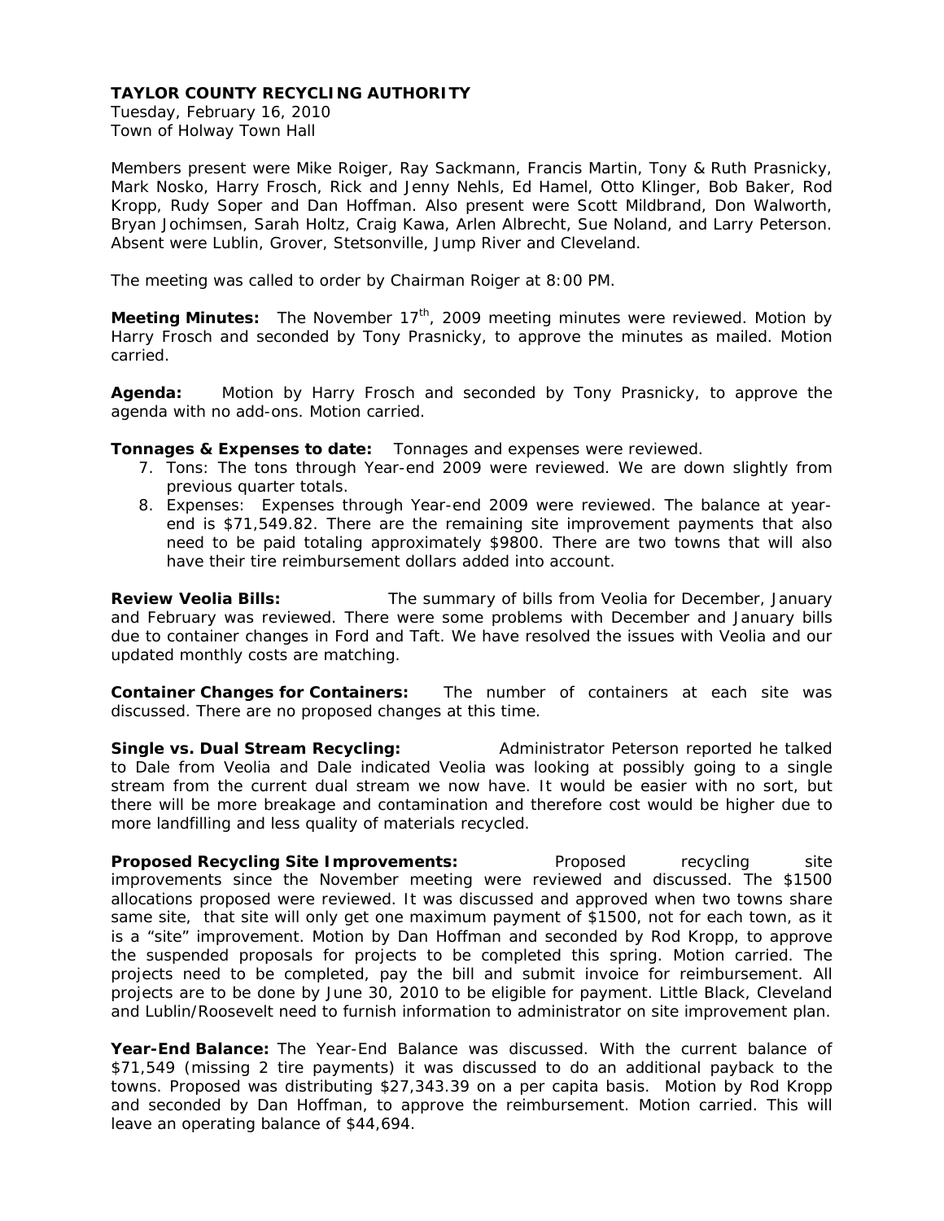**TAYLOR COUNTY RECYCLING AUTHORITY**
Tuesday, February 16, 2010
Town of Holway Town Hall

Members present were Mike Roiger, Ray Sackmann, Francis Martin, Tony & Ruth Prasnicky, Mark Nosko, Harry Frosch, Rick and Jenny Nehls, Ed Hamel, Otto Klinger, Bob Baker, Rod Kropp, Rudy Soper and Dan Hoffman. Also present were Scott Mildbrand, Don Walworth, Bryan Jochimsen, Sarah Holtz, Craig Kawa, Arlen Albrecht, Sue Noland, and Larry Peterson. Absent were Lublin, Grover, Stetsonville, Jump River and Cleveland.

The meeting was called to order by Chairman Roiger at 8:00 PM.

**Meeting Minutes:** The November 17th, 2009 meeting minutes were reviewed. Motion by Harry Frosch and seconded by Tony Prasnicky, to approve the minutes as mailed. Motion carried.

**Agenda:** Motion by Harry Frosch and seconded by Tony Prasnicky, to approve the agenda with no add-ons. Motion carried.

**Tonnages & Expenses to date:** Tonnages and expenses were reviewed.

7. Tons: The tons through Year-end 2009 were reviewed. We are down slightly from previous quarter totals.
8. Expenses: Expenses through Year-end 2009 were reviewed. The balance at year-end is $71,549.82. There are the remaining site improvement payments that also need to be paid totaling approximately $9800. There are two towns that will also have their tire reimbursement dollars added into account.

**Review Veolia Bills:** The summary of bills from Veolia for December, January and February was reviewed. There were some problems with December and January bills due to container changes in Ford and Taft. We have resolved the issues with Veolia and our updated monthly costs are matching.

**Container Changes for Containers:** The number of containers at each site was discussed. There are no proposed changes at this time.

**Single vs. Dual Stream Recycling:** Administrator Peterson reported he talked to Dale from Veolia and Dale indicated Veolia was looking at possibly going to a single stream from the current dual stream we now have. It would be easier with no sort, but there will be more breakage and contamination and therefore cost would be higher due to more landfilling and less quality of materials recycled.

**Proposed Recycling Site Improvements:** Proposed recycling site improvements since the November meeting were reviewed and discussed. The $1500 allocations proposed were reviewed. It was discussed and approved when two towns share same site, that site will only get one maximum payment of $1500, not for each town, as it is a "site" improvement. Motion by Dan Hoffman and seconded by Rod Kropp, to approve the suspended proposals for projects to be completed this spring. Motion carried. The projects need to be completed, pay the bill and submit invoice for reimbursement. All projects are to be done by June 30, 2010 to be eligible for payment. Little Black, Cleveland and Lublin/Roosevelt need to furnish information to administrator on site improvement plan.

**Year-End Balance:** The Year-End Balance was discussed. With the current balance of $71,549 (missing 2 tire payments) it was discussed to do an additional payback to the towns. Proposed was distributing $27,343.39 on a per capita basis. Motion by Rod Kropp and seconded by Dan Hoffman, to approve the reimbursement. Motion carried. This will leave an operating balance of $44,694.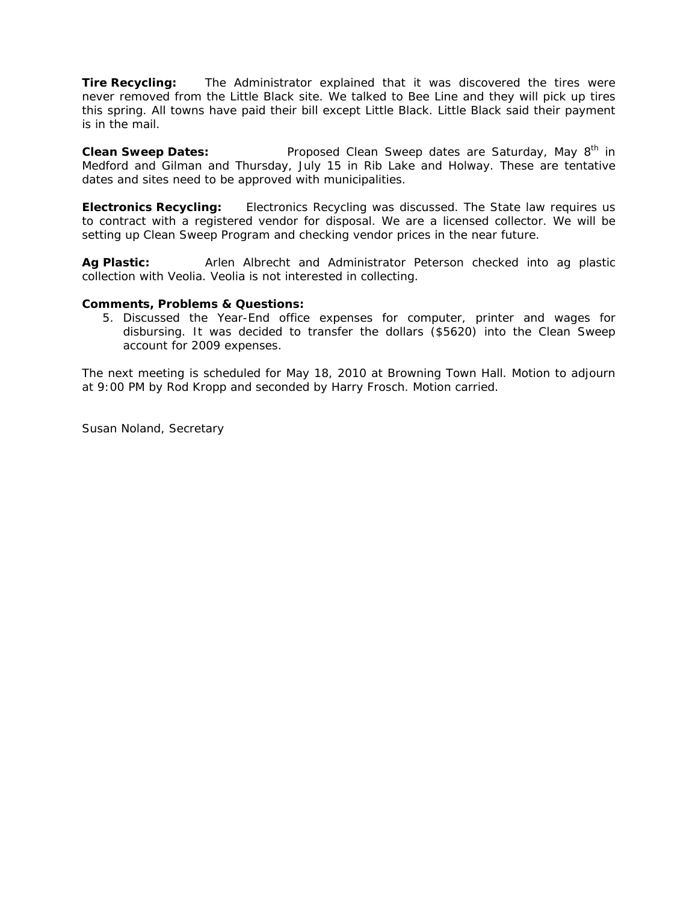**Tire Recycling:** The Administrator explained that it was discovered the tires were never removed from the Little Black site. We talked to Bee Line and they will pick up tires this spring. All towns have paid their bill except Little Black. Little Black said their payment is in the mail.

**Clean Sweep Dates:** Proposed Clean Sweep dates are Saturday, May 8th in Medford and Gilman and Thursday, July 15 in Rib Lake and Holway. These are tentative dates and sites need to be approved with municipalities.

**Electronics Recycling:** Electronics Recycling was discussed. The State law requires us to contract with a registered vendor for disposal. We are a licensed collector. We will be setting up Clean Sweep Program and checking vendor prices in the near future.

**Ag Plastic:** Arlen Albrecht and Administrator Peterson checked into ag plastic collection with Veolia. Veolia is not interested in collecting.

**Comments, Problems & Questions:**

5. Discussed the Year-End office expenses for computer, printer and wages for disbursing. It was decided to transfer the dollars ($5620) into the Clean Sweep account for 2009 expenses.

The next meeting is scheduled for May 18, 2010 at Browning Town Hall. Motion to adjourn at 9:00 PM by Rod Kropp and seconded by Harry Frosch. Motion carried.

Susan Noland, Secretary